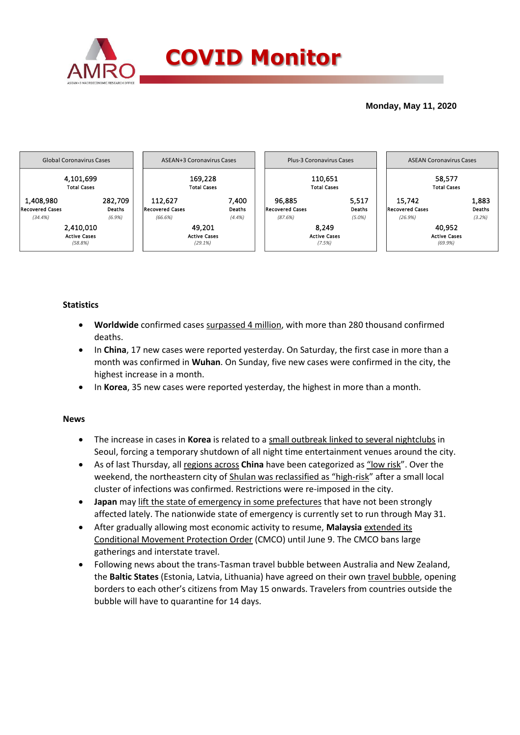# COVID Monitor

**Monday, May 11, 2020**

| Global Coronavirus Cases | | ASEAN+3 Coronavirus Cases | | Plus-3 Coronavirus Cases | | ASEAN Coronavirus Cases | |
|---|---|---|---|---|---|---|---|
| 4,101,699 Total Cases | | 169,228 Total Cases | | 110,651 Total Cases | | 58,577 Total Cases | |
| 1,408,980 Recovered Cases (34.4%) | 282,709 Deaths (6.9%) | 112,627 Recovered Cases (66.6%) | 7,400 Deaths (4.4%) | 96,885 Recovered Cases (87.6%) | 5,517 Deaths (5.0%) | 15,742 Recovered Cases (26.9%) | 1,883 Deaths (3.2%) |
| 2,410,010 Active Cases (58.8%) | | 49,201 Active Cases (29.1%) | | 8,249 Active Cases (7.5%) | | 40,952 Active Cases (69.9%) | |

## Statistics

- **Worldwide** confirmed cases surpassed 4 million, with more than 280 thousand confirmed deaths.
- In **China**, 17 new cases were reported yesterday. On Saturday, the first case in more than a month was confirmed in **Wuhan**. On Sunday, five new cases were confirmed in the city, the highest increase in a month.
- In **Korea**, 35 new cases were reported yesterday, the highest in more than a month.

## News

- The increase in cases in **Korea** is related to a small outbreak linked to several nightclubs in Seoul, forcing a temporary shutdown of all night time entertainment venues around the city.
- As of last Thursday, all regions across **China** have been categorized as "low risk". Over the weekend, the northeastern city of Shulan was reclassified as "high-risk" after a small local cluster of infections was confirmed. Restrictions were re-imposed in the city.
- **Japan** may lift the state of emergency in some prefectures that have not been strongly affected lately. The nationwide state of emergency is currently set to run through May 31.
- After gradually allowing most economic activity to resume, **Malaysia** extended its Conditional Movement Protection Order (CMCO) until June 9. The CMCO bans large gatherings and interstate travel.
- Following news about the trans-Tasman travel bubble between Australia and New Zealand, the **Baltic States** (Estonia, Latvia, Lithuania) have agreed on their own travel bubble, opening borders to each other's citizens from May 15 onwards. Travelers from countries outside the bubble will have to quarantine for 14 days.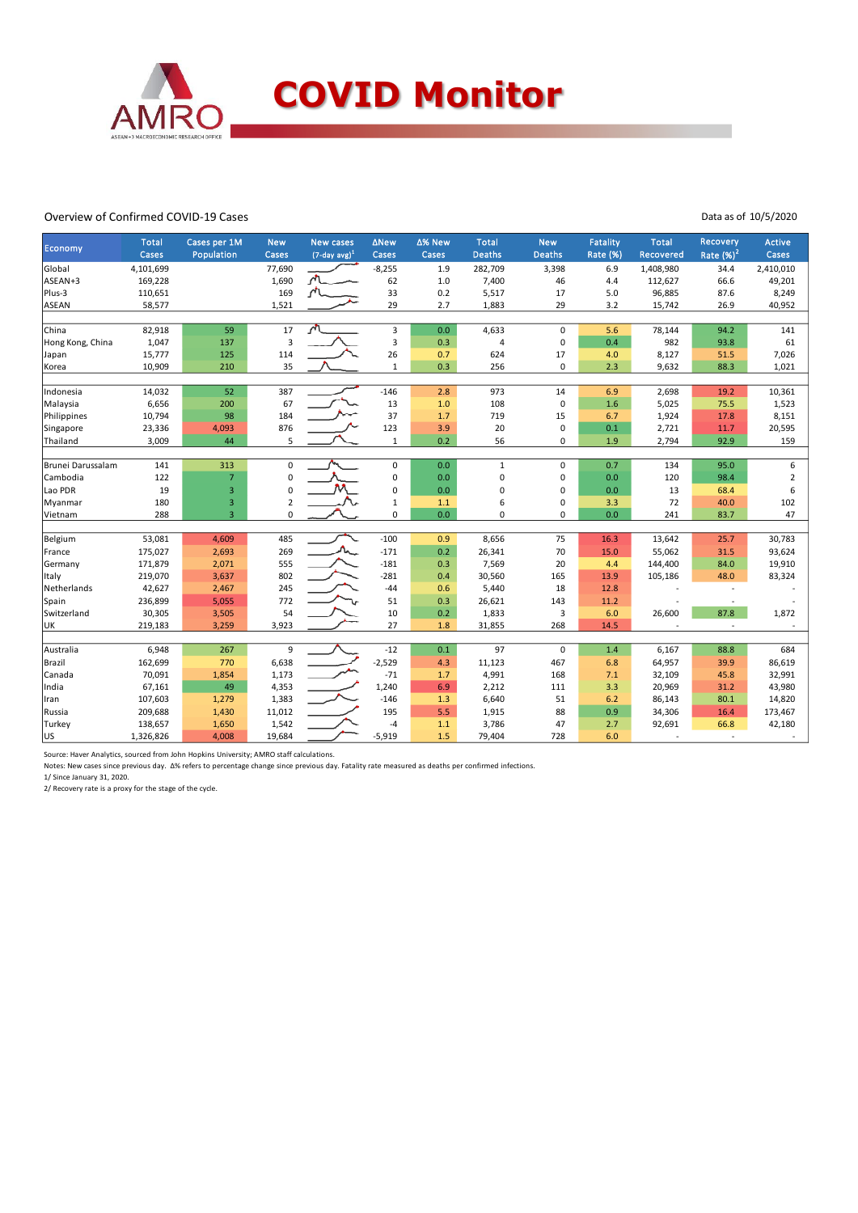# COVID Monitor

Overview of Confirmed COVID-19 Cases

Data as of 10/5/2020

| Economy | Total Cases | Cases per 1M Population | New Cases | New cases (7-day avg)[1] | ΔNew Cases | Δ% New Cases | Total Deaths | New Deaths | Fatality Rate (%) | Total Recovered | Recovery Rate (%)[2] | Active Cases |
|---|---|---|---|---|---|---|---|---|---|---|---|---|
| Global | 4,101,699 | | 77,690 | | -8,255 | 1.9 | 282,709 | 3,398 | 6.9 | 1,408,980 | 34.4 | 2,410,010 |
| ASEAN+3 | 169,228 | | 1,690 | | 62 | 1.0 | 7,400 | 46 | 4.4 | 112,627 | 66.6 | 49,201 |
| Plus-3 | 110,651 | | 169 | | 33 | 0.2 | 5,517 | 17 | 5.0 | 96,885 | 87.6 | 8,249 |
| ASEAN | 58,577 | | 1,521 | | 29 | 2.7 | 1,883 | 29 | 3.2 | 15,742 | 26.9 | 40,952 |
| | | | | | | | | | | | | |
| China | 82,918 | 59 | 17 | | 3 | 0.0 | 4,633 | 0 | 5.6 | 78,144 | 94.2 | 141 |
| Hong Kong, China | 1,047 | 137 | 3 | | 3 | 0.3 | 4 | 0 | 0.4 | 982 | 93.8 | 61 |
| Japan | 15,777 | 125 | 114 | | 26 | 0.7 | 624 | 17 | 4.0 | 8,127 | 51.5 | 7,026 |
| Korea | 10,909 | 210 | 35 | | 1 | 0.3 | 256 | 0 | 2.3 | 9,632 | 88.3 | 1,021 |
| | | | | | | | | | | | | |
| Indonesia | 14,032 | 52 | 387 | | -146 | 2.8 | 973 | 14 | 6.9 | 2,698 | 19.2 | 10,361 |
| Malaysia | 6,656 | 200 | 67 | | 13 | 1.0 | 108 | 0 | 1.6 | 5,025 | 75.5 | 1,523 |
| Philippines | 10,794 | 98 | 184 | | 37 | 1.7 | 719 | 15 | 6.7 | 1,924 | 17.8 | 8,151 |
| Singapore | 23,336 | 4,093 | 876 | | 123 | 3.9 | 20 | 0 | 0.1 | 2,721 | 11.7 | 20,595 |
| Thailand | 3,009 | 44 | 5 | | 1 | 0.2 | 56 | 0 | 1.9 | 2,794 | 92.9 | 159 |
| | | | | | | | | | | | | |
| Brunei Darussalam | 141 | 313 | 0 | | 0 | 0.0 | 1 | 0 | 0.7 | 134 | 95.0 | 6 |
| Cambodia | 122 | 7 | 0 | | 0 | 0.0 | 0 | 0 | 0.0 | 120 | 98.4 | 2 |
| Lao PDR | 19 | 3 | 0 | | 0 | 0.0 | 0 | 0 | 0.0 | 13 | 68.4 | 6 |
| Myanmar | 180 | 3 | 2 | | 1 | 1.1 | 6 | 0 | 3.3 | 72 | 40.0 | 102 |
| Vietnam | 288 | 3 | 0 | | 0 | 0.0 | 0 | 0 | 0.0 | 241 | 83.7 | 47 |
| | | | | | | | | | | | | |
| Belgium | 53,081 | 4,609 | 485 | | -100 | 0.9 | 8,656 | 75 | 16.3 | 13,642 | 25.7 | 30,783 |
| France | 175,027 | 2,693 | 269 | | -171 | 0.2 | 26,341 | 70 | 15.0 | 55,062 | 31.5 | 93,624 |
| Germany | 171,879 | 2,071 | 555 | | -181 | 0.3 | 7,569 | 20 | 4.4 | 144,400 | 84.0 | 19,910 |
| Italy | 219,070 | 3,637 | 802 | | -281 | 0.4 | 30,560 | 165 | 13.9 | 105,186 | 48.0 | 83,324 |
| Netherlands | 42,627 | 2,467 | 245 | | -44 | 0.6 | 5,440 | 18 | 12.8 | - | - | - |
| Spain | 236,899 | 5,055 | 772 | | 51 | 0.3 | 26,621 | 143 | 11.2 | - | - | - |
| Switzerland | 30,305 | 3,505 | 54 | | 10 | 0.2 | 1,833 | 3 | 6.0 | 26,600 | 87.8 | 1,872 |
| UK | 219,183 | 3,259 | 3,923 | | 27 | 1.8 | 31,855 | 268 | 14.5 | - | - | - |
| | | | | | | | | | | | | |
| Australia | 6,948 | 267 | 9 | | -12 | 0.1 | 97 | 0 | 1.4 | 6,167 | 88.8 | 684 |
| Brazil | 162,699 | 770 | 6,638 | | -2,529 | 4.3 | 11,123 | 467 | 6.8 | 64,957 | 39.9 | 86,619 |
| Canada | 70,091 | 1,854 | 1,173 | | -71 | 1.7 | 4,991 | 168 | 7.1 | 32,109 | 45.8 | 32,991 |
| India | 67,161 | 49 | 4,353 | | 1,240 | 6.9 | 2,212 | 111 | 3.3 | 20,969 | 31.2 | 43,980 |
| Iran | 107,603 | 1,279 | 1,383 | | -146 | 1.3 | 6,640 | 51 | 6.2 | 86,143 | 80.1 | 14,820 |
| Russia | 209,688 | 1,430 | 11,012 | | 195 | 5.5 | 1,915 | 88 | 0.9 | 34,306 | 16.4 | 173,467 |
| Turkey | 138,657 | 1,650 | 1,542 | | -4 | 1.1 | 3,786 | 47 | 2.7 | 92,691 | 66.8 | 42,180 |
| US | 1,326,826 | 4,008 | 19,684 | | -5,919 | 1.5 | 79,404 | 728 | 6.0 | - | - | - |

Source: Haver Analytics, sourced from John Hopkins University; AMRO staff calculations.

Notes: New cases since previous day. Δ% refers to percentage change since previous day. Fatality rate measured as deaths per confirmed infections.

1/ Since January 31, 2020.

2/ Recovery rate is a proxy for the stage of the cycle.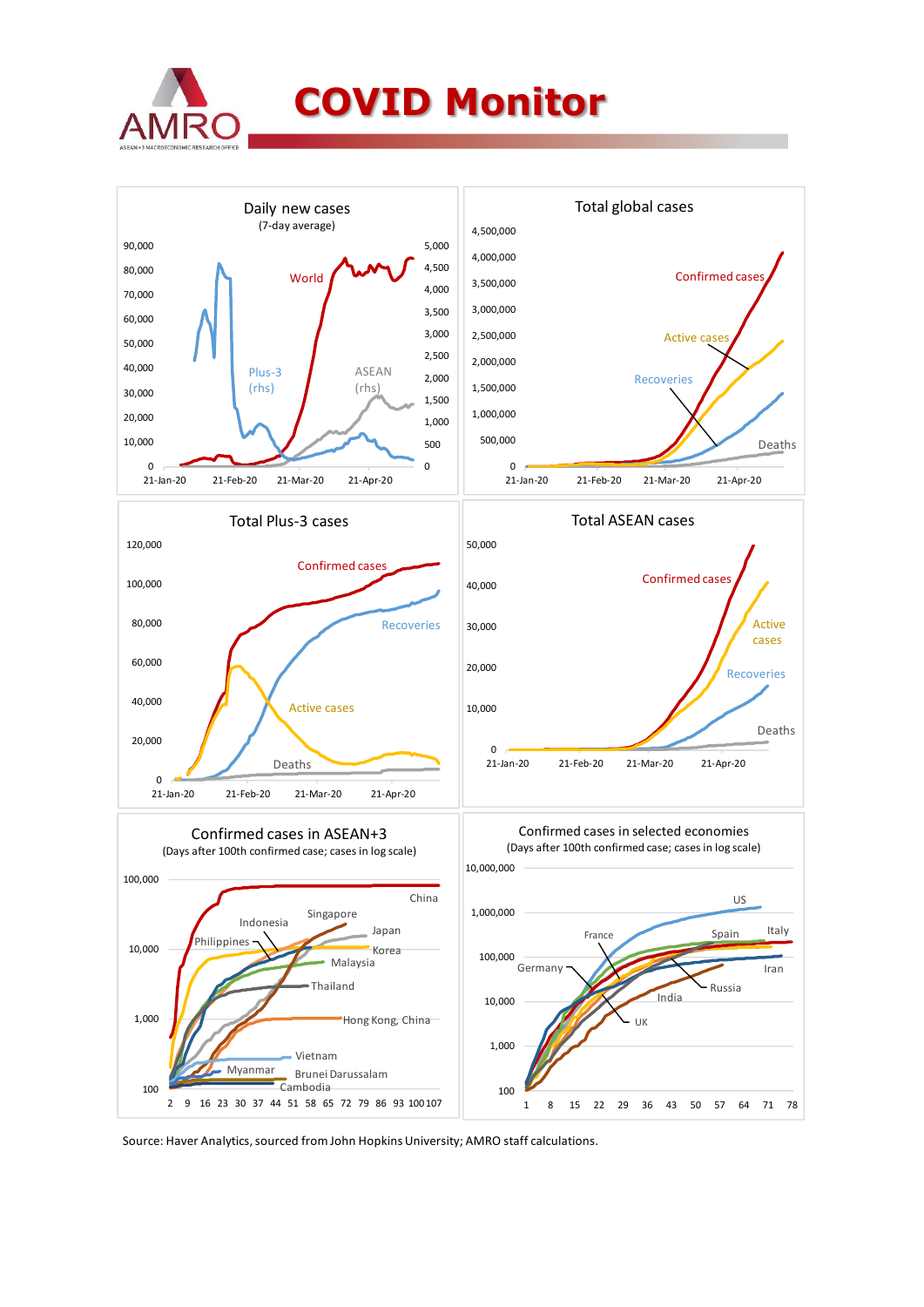# COVID Monitor

AMRO
ASEAN+3 MACROECONOMIC RESEARCH OFFICE

### Daily new cases
(7-day average)

90,000
80,000
70,000
60,000
50,000
40,000
30,000
20,000
10,000
0

5,000
4,500
4,000
3,500
3,000
2,500
2,000
1,500
1,000
500
0

World
Plus-3 (rhs)
ASEAN (rhs)

21-Jan-20
21-Feb-20
21-Mar-20
21-Apr-20

### Total global cases

4,500,000
4,000,000
3,500,000
3,000,000
2,500,000
2,000,000
1,500,000
1,000,000
500,000
0

Confirmed cases
Active cases
Recoveries
Deaths

21-Jan-20
21-Feb-20
21-Mar-20
21-Apr-20

### Total Plus-3 cases

120,000
100,000
80,000
60,000
40,000
20,000
0

Confirmed cases
Recoveries
Active cases
Deaths

21-Jan-20
21-Feb-20
21-Mar-20
21-Apr-20

### Total ASEAN cases

50,000
40,000
30,000
20,000
10,000
0

Confirmed cases
Active cases
Recoveries
Deaths

21-Jan-20
21-Feb-20
21-Mar-20
21-Apr-20

### Confirmed cases in ASEAN+3
(Days after 100th confirmed case; cases in log scale)

100,000
10,000
1,000
100

China
Singapore
Indonesia
Japan
Philippines
Korea
Malaysia
Thailand
Hong Kong, China
Vietnam
Myanmar
Brunei Darussalam
Cambodia

2 9 16 23 30 37 44 51 58 65 72 79 86 93 100 107

### Confirmed cases in selected economies
(Days after 100th confirmed case; cases in log scale)

10,000,000
1,000,000
100,000
10,000
1,000
100

US
France
Spain
Italy
Germany
Iran
Russia
India
UK

1 8 15 22 29 36 43 50 57 64 71 78

Source: Haver Analytics, sourced from John Hopkins University; AMRO staff calculations.